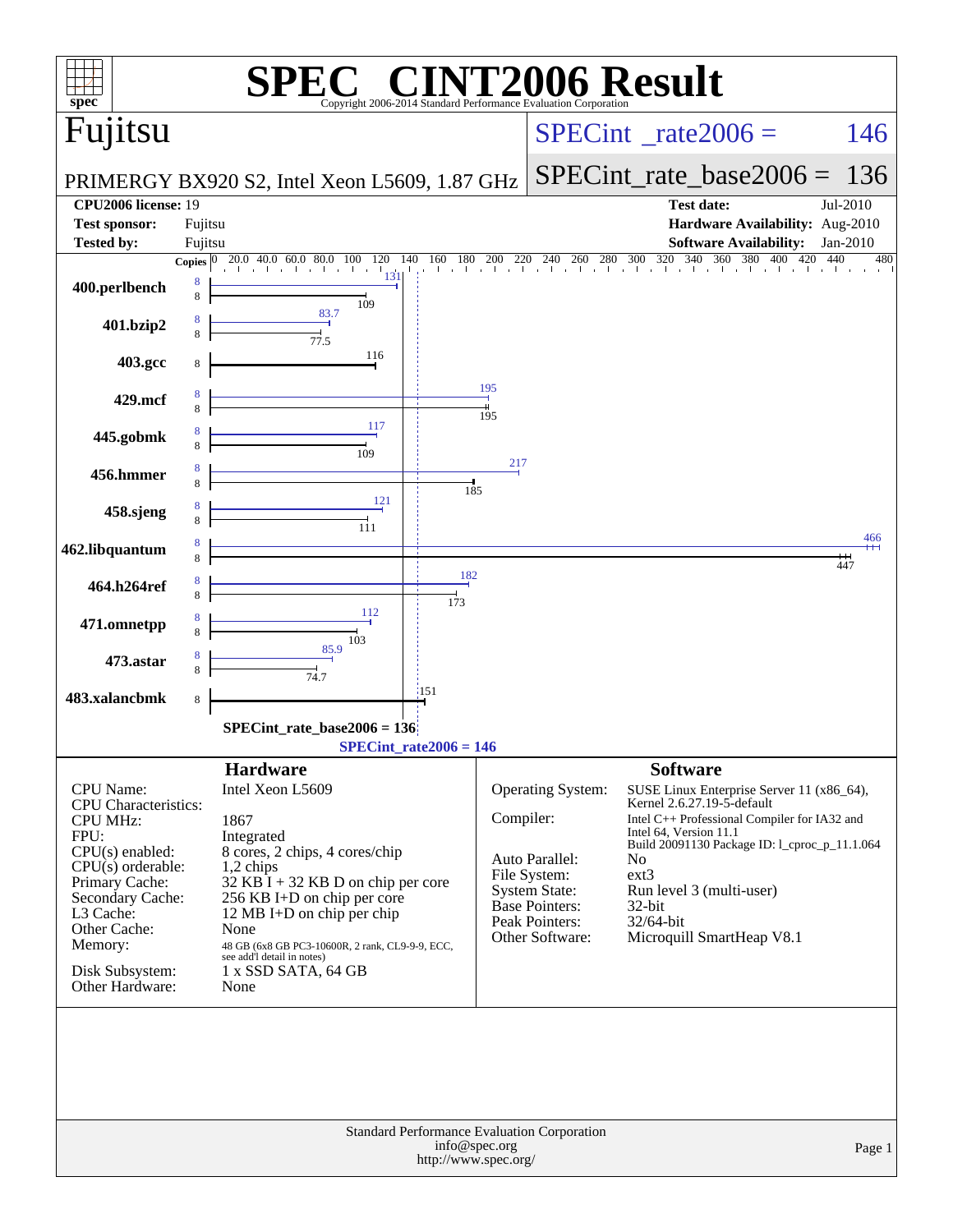# SPEC® CINT2006 Result

Copyright 2006-2014 Standard Performance Evaluation Corporation

## Fujitsu

**PRIMERGY BX920 S2, Intel Xeon L5609, 1.87 GHz**

**SPECint_rate2006 = 146**

**SPECint_rate_base2006 = 136**

| | | | |
|---|---|---|---|
| **CPU2006 license:** | 19 | **Test date:** | Jul-2010 |
| **Test sponsor:** | Fujitsu | **Hardware Availability:** | Aug-2010 |
| **Tested by:** | Fujitsu | **Software Availability:** | Jan-2010 |

| Benchmark | Copies (peak) | Peak | Copies (base) | Base |
|---|---|---|---|---|
| 400.perlbench | 8 | 131 | 8 | 109 |
| 401.bzip2 | 8 | 83.7 | 8 | 77.5 |
| 403.gcc | | | 8 | 116 |
| 429.mcf | 8 | 195 | 8 | 195 |
| 445.gobmk | 8 | 117 | 8 | 109 |
| 456.hmmer | 8 | 217 | 8 | 185 |
| 458.sjeng | 8 | 121 | 8 | 111 |
| 462.libquantum | 8 | 466 | 8 | 447 |
| 464.h264ref | 8 | 182 | 8 | 173 |
| 471.omnetpp | 8 | 112 | 8 | 103 |
| 473.astar | 8 | 85.9 | 8 | 74.7 |
| 483.xalancbmk | | | 8 | 151 |

SPECint_rate_base2006 = 136

SPECint_rate2006 = 146

### Hardware

| | |
|---|---|
| CPU Name: | Intel Xeon L5609 |
| CPU Characteristics: | |
| CPU MHz: | 1867 |
| FPU: | Integrated |
| CPU(s) enabled: | 8 cores, 2 chips, 4 cores/chip |
| CPU(s) orderable: | 1,2 chips |
| Primary Cache: | 32 KB I + 32 KB D on chip per core |
| Secondary Cache: | 256 KB I+D on chip per core |
| L3 Cache: | 12 MB I+D on chip per chip |
| Other Cache: | None |
| Memory: | 48 GB (6x8 GB PC3-10600R, 2 rank, CL9-9-9, ECC, see add'l detail in notes) |
| Disk Subsystem: | 1 x SSD SATA, 64 GB |
| Other Hardware: | None |

### Software

| | |
|---|---|
| Operating System: | SUSE Linux Enterprise Server 11 (x86_64), Kernel 2.6.27.19-5-default |
| Compiler: | Intel C++ Professional Compiler for IA32 and Intel 64, Version 11.1 Build 20091130 Package ID: l_cproc_p_11.1.064 |
| Auto Parallel: | No |
| File System: | ext3 |
| System State: | Run level 3 (multi-user) |
| Base Pointers: | 32-bit |
| Peak Pointers: | 32/64-bit |
| Other Software: | Microquill SmartHeap V8.1 |

Standard Performance Evaluation Corporation
info@spec.org
http://www.spec.org/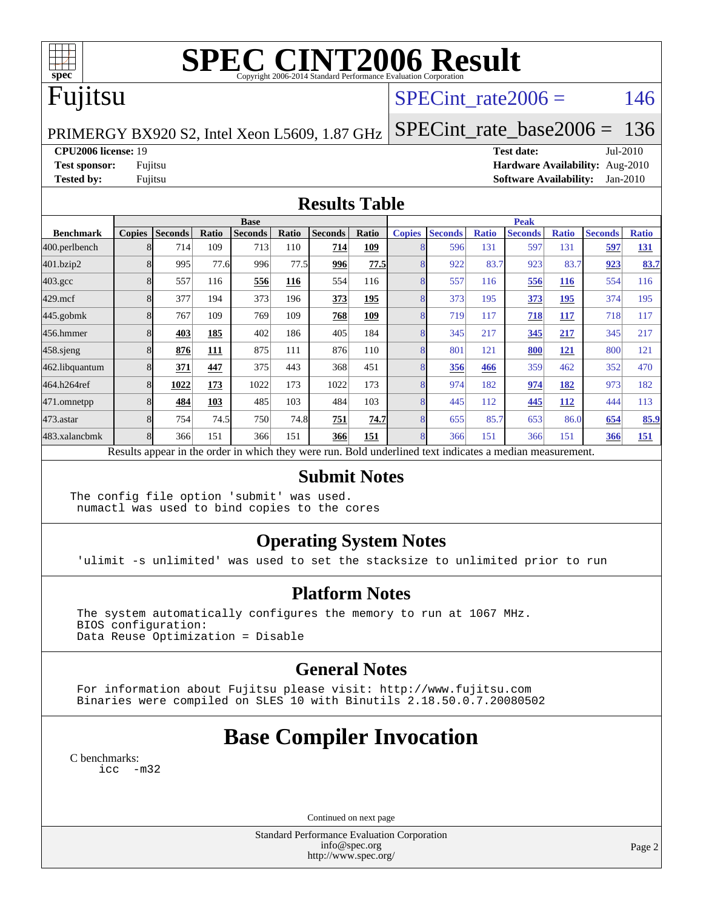# SPEC CINT2006 Result

Copyright 2006-2014 Standard Performance Evaluation Corporation

# Fujitsu

PRIMERGY BX920 S2, Intel Xeon L5609, 1.87 GHz

SPECint_rate2006 = 146

SPECint_rate_base2006 = 136

**CPU2006 license:** 19
**Test sponsor:** Fujitsu
**Tested by:** Fujitsu

**Test date:** Jul-2010
**Hardware Availability:** Aug-2010
**Software Availability:** Jan-2010

## Results Table

| | Base | | | | | | | Peak | | | | | | |
|---|---|---|---|---|---|---|---|---|---|---|---|---|---|---|
| **Benchmark** | **Copies** | **Seconds** | **Ratio** | **Seconds** | **Ratio** | **Seconds** | **Ratio** | **Copies** | **Seconds** | **Ratio** | **Seconds** | **Ratio** | **Seconds** | **Ratio** |
| 400.perlbench | 8 | 714 | 109 | 713 | 110 | **714** | **109** | 8 | 596 | 131 | 597 | 131 | **597** | **131** |
| 401.bzip2 | 8 | 995 | 77.6 | 996 | 77.5 | **996** | **77.5** | 8 | 922 | 83.7 | 923 | 83.7 | **923** | **83.7** |
| 403.gcc | 8 | 557 | 116 | **556** | **116** | 554 | 116 | 8 | 557 | 116 | **556** | **116** | 554 | 116 |
| 429.mcf | 8 | 377 | 194 | 373 | 196 | **373** | **195** | 8 | 373 | 195 | **373** | **195** | 374 | 195 |
| 445.gobmk | 8 | 767 | 109 | 769 | 109 | **768** | **109** | 8 | 719 | 117 | **718** | **117** | 718 | 117 |
| 456.hmmer | 8 | **403** | **185** | 402 | 186 | 405 | 184 | 8 | 345 | 217 | **345** | **217** | 345 | 217 |
| 458.sjeng | 8 | **876** | **111** | 875 | 111 | 876 | 110 | 8 | 801 | 121 | **800** | **121** | 800 | 121 |
| 462.libquantum | 8 | **371** | **447** | 375 | 443 | 368 | 451 | 8 | **356** | **466** | 359 | 462 | 352 | 470 |
| 464.h264ref | 8 | **1022** | **173** | 1022 | 173 | 1022 | 173 | 8 | 974 | 182 | **974** | **182** | 973 | 182 |
| 471.omnetpp | 8 | **484** | **103** | 485 | 103 | 484 | 103 | 8 | 445 | 112 | **445** | **112** | 444 | 113 |
| 473.astar | 8 | 754 | 74.5 | 750 | 74.8 | **751** | **74.7** | 8 | 655 | 85.7 | 653 | 86.0 | **654** | **85.9** |
| 483.xalancbmk | 8 | 366 | 151 | 366 | 151 | **366** | **151** | 8 | 366 | 151 | 366 | 151 | **366** | **151** |

Results appear in the order in which they were run. Bold underlined text indicates a median measurement.

## Submit Notes

```
The config file option 'submit' was used.
 numactl was used to bind copies to the cores
```

## Operating System Notes

```
'ulimit -s unlimited' was used to set the stacksize to unlimited prior to run
```

## Platform Notes

```
The system automatically configures the memory to run at 1067 MHz.
BIOS configuration:
Data Reuse Optimization = Disable
```

## General Notes

```
For information about Fujitsu please visit: http://www.fujitsu.com
Binaries were compiled on SLES 10 with Binutils 2.18.50.0.7.20080502
```

## Base Compiler Invocation

C benchmarks:
```
icc  -m32
```

Continued on next page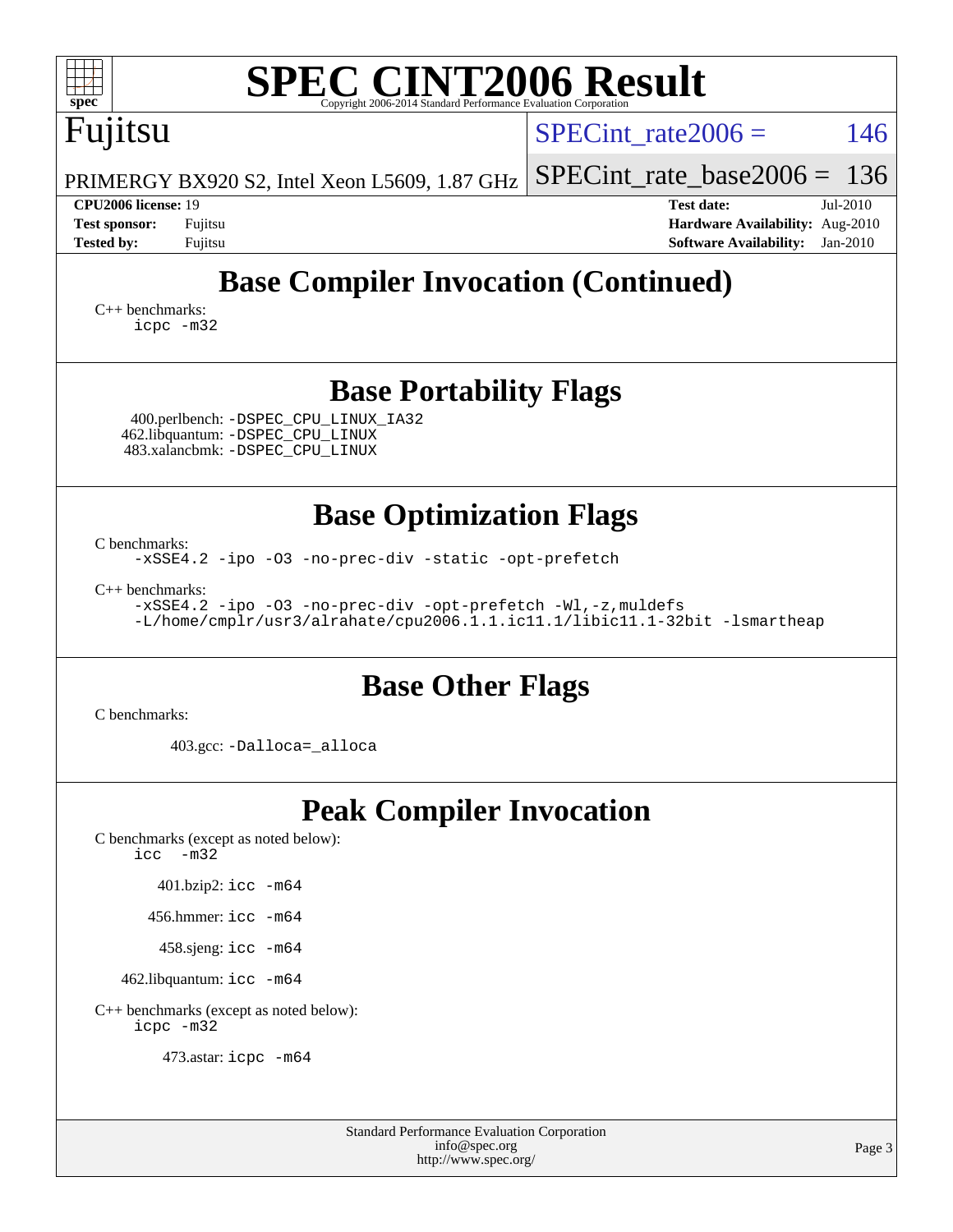# SPEC CINT2006 Result

Copyright 2006-2014 Standard Performance Evaluation Corporation

Fujitsu

PRIMERGY BX920 S2, Intel Xeon L5609, 1.87 GHz

SPECint_rate2006 = 146

SPECint_rate_base2006 = 136

**CPU2006 license:** 19
**Test sponsor:** Fujitsu
**Tested by:** Fujitsu

**Test date:** Jul-2010
**Hardware Availability:** Aug-2010
**Software Availability:** Jan-2010

## Base Compiler Invocation (Continued)

C++ benchmarks:
```
icpc -m32
```

## Base Portability Flags

400.perlbench: `-DSPEC_CPU_LINUX_IA32`
462.libquantum: `-DSPEC_CPU_LINUX`
483.xalancbmk: `-DSPEC_CPU_LINUX`

## Base Optimization Flags

C benchmarks:
```
-xSSE4.2 -ipo -O3 -no-prec-div -static -opt-prefetch
```

C++ benchmarks:
```
-xSSE4.2 -ipo -O3 -no-prec-div -opt-prefetch -Wl,-z,muldefs
-L/home/cmplr/usr3/alrahate/cpu2006.1.1.ic11.1/libic11.1-32bit -lsmartheap
```

## Base Other Flags

C benchmarks:

403.gcc: `-Dalloca=_alloca`

## Peak Compiler Invocation

C benchmarks (except as noted below):
```
icc  -m32
```

401.bzip2: `icc -m64`

456.hmmer: `icc -m64`

458.sjeng: `icc -m64`

462.libquantum: `icc -m64`

C++ benchmarks (except as noted below):
```
icpc -m32
```

473.astar: `icpc -m64`

Standard Performance Evaluation Corporation
info@spec.org
http://www.spec.org/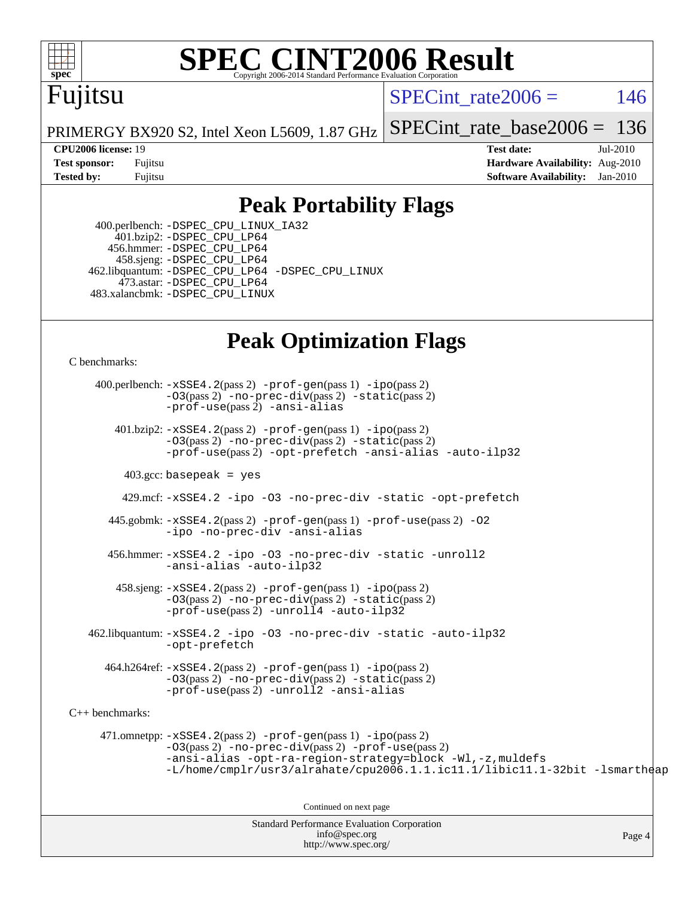# SPEC CINT2006 Result

Copyright 2006-2014 Standard Performance Evaluation Corporation

**Fujitsu**

PRIMERGY BX920 S2, Intel Xeon L5609, 1.87 GHz

SPECint_rate2006 = 146

SPECint_rate_base2006 = 136

**CPU2006 license:** 19
**Test sponsor:** Fujitsu
**Tested by:** Fujitsu

**Test date:** Jul-2010
**Hardware Availability:** Aug-2010
**Software Availability:** Jan-2010

## Peak Portability Flags

400.perlbench: -DSPEC_CPU_LINUX_IA32
401.bzip2: -DSPEC_CPU_LP64
456.hmmer: -DSPEC_CPU_LP64
458.sjeng: -DSPEC_CPU_LP64
462.libquantum: -DSPEC_CPU_LP64 -DSPEC_CPU_LINUX
473.astar: -DSPEC_CPU_LP64
483.xalancbmk: -DSPEC_CPU_LINUX

## Peak Optimization Flags

C benchmarks:

400.perlbench: -xSSE4.2(pass 2) -prof-gen(pass 1) -ipo(pass 2) -O3(pass 2) -no-prec-div(pass 2) -static(pass 2) -prof-use(pass 2) -ansi-alias

401.bzip2: -xSSE4.2(pass 2) -prof-gen(pass 1) -ipo(pass 2) -O3(pass 2) -no-prec-div(pass 2) -static(pass 2) -prof-use(pass 2) -opt-prefetch -ansi-alias -auto-ilp32

403.gcc: basepeak = yes

429.mcf: -xSSE4.2 -ipo -O3 -no-prec-div -static -opt-prefetch

445.gobmk: -xSSE4.2(pass 2) -prof-gen(pass 1) -prof-use(pass 2) -O2 -ipo -no-prec-div -ansi-alias

456.hmmer: -xSSE4.2 -ipo -O3 -no-prec-div -static -unroll2 -ansi-alias -auto-ilp32

458.sjeng: -xSSE4.2(pass 2) -prof-gen(pass 1) -ipo(pass 2) -O3(pass 2) -no-prec-div(pass 2) -static(pass 2) -prof-use(pass 2) -unroll4 -auto-ilp32

462.libquantum: -xSSE4.2 -ipo -O3 -no-prec-div -static -auto-ilp32 -opt-prefetch

464.h264ref: -xSSE4.2(pass 2) -prof-gen(pass 1) -ipo(pass 2) -O3(pass 2) -no-prec-div(pass 2) -static(pass 2) -prof-use(pass 2) -unroll2 -ansi-alias

C++ benchmarks:

471.omnetpp: -xSSE4.2(pass 2) -prof-gen(pass 1) -ipo(pass 2) -O3(pass 2) -no-prec-div(pass 2) -prof-use(pass 2) -ansi-alias -opt-ra-region-strategy=block -Wl,-z,muldefs -L/home/cmplr/usr3/alrahate/cpu2006.1.1.ic11.1/libic11.1-32bit -lsmartheap

Continued on next page

Standard Performance Evaluation Corporation
info@spec.org
http://www.spec.org/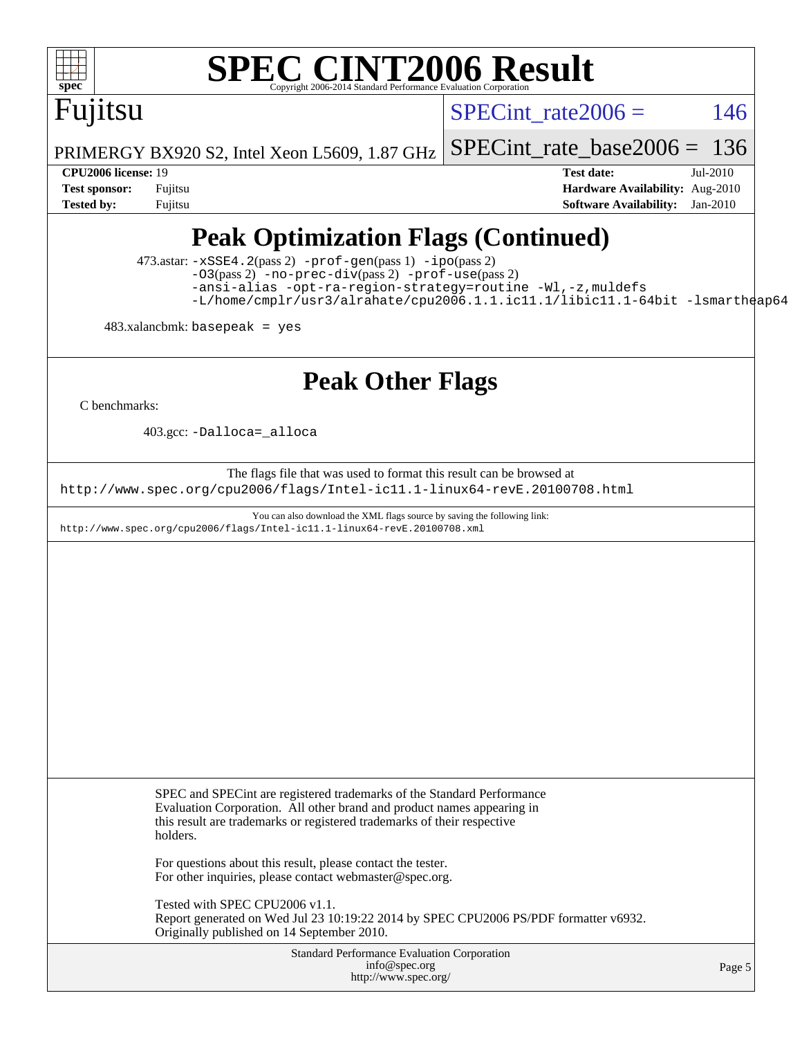## Peak Optimization Flags (Continued)

473.astar: `-xSSE4.2`(pass 2) `-prof-gen`(pass 1) `-ipo`(pass 2) `-O3`(pass 2) `-no-prec-div`(pass 2) `-prof-use`(pass 2) `-ansi-alias` `-opt-ra-region-strategy=routine` `-Wl,-z,muldefs` `-L/home/cmplr/usr3/alrahate/cpu2006.1.1.ic11.1/libic11.1-64bit` `-lsmartheap64`

483.xalancbmk: `basepeak = yes`

## Peak Other Flags

C benchmarks:

403.gcc: `-Dalloca=_alloca`

The flags file that was used to format this result can be browsed at
http://www.spec.org/cpu2006/flags/Intel-ic11.1-linux64-revE.20100708.html

You can also download the XML flags source by saving the following link:
http://www.spec.org/cpu2006/flags/Intel-ic11.1-linux64-revE.20100708.xml

SPEC and SPECint are registered trademarks of the Standard Performance Evaluation Corporation. All other brand and product names appearing in this result are trademarks or registered trademarks of their respective holders.

For questions about this result, please contact the tester.
For other inquiries, please contact webmaster@spec.org.

Tested with SPEC CPU2006 v1.1.
Report generated on Wed Jul 23 10:19:22 2014 by SPEC CPU2006 PS/PDF formatter v6932.
Originally published on 14 September 2010.